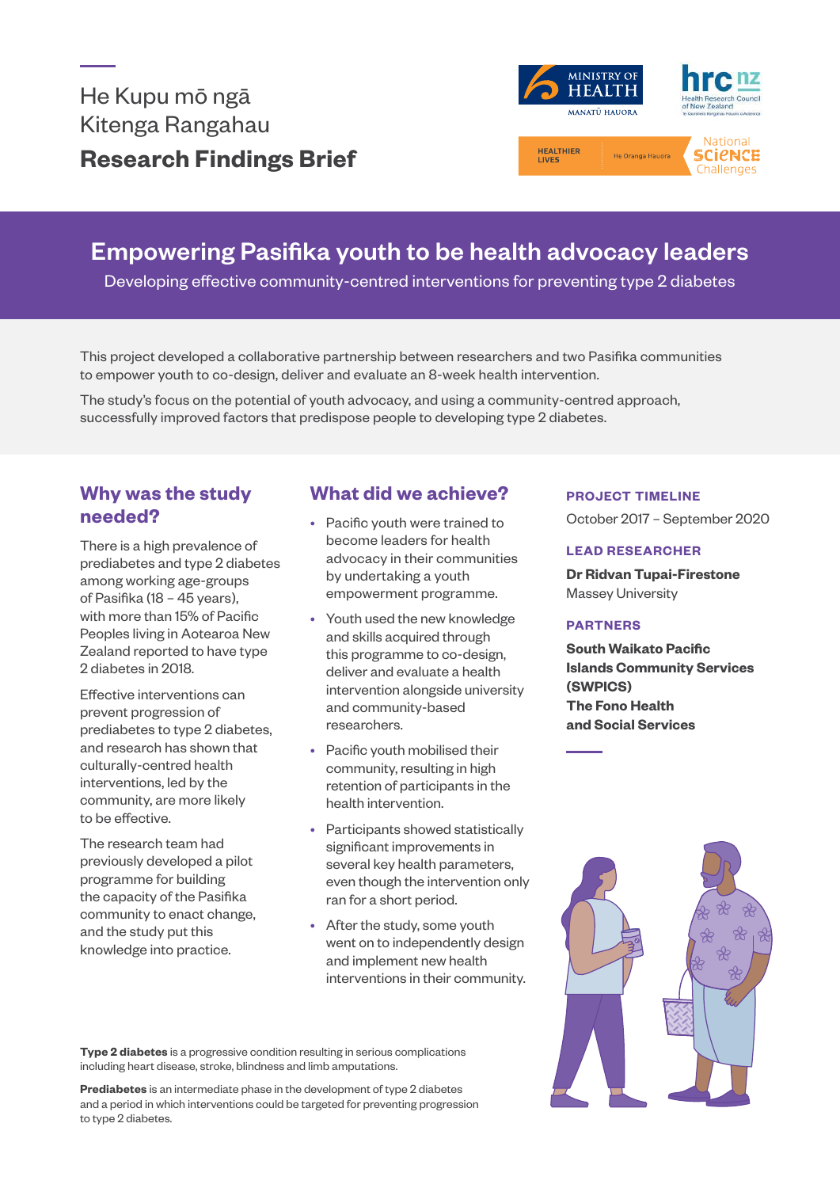He Kupu mō ngā Kitenga Rangahau

**Research Findings Brief**

# Empowering Pasifika youth to be health advocacy leaders

Developing effective community-centred interventions for preventing type 2 diabetes

This project developed a collaborative partnership between researchers and two Pasifika communities to empower youth to co-design, deliver and evaluate an 8-week health intervention.

The study's focus on the potential of youth advocacy, and using a community-centred approach, successfully improved factors that predispose people to developing type 2 diabetes.

## Why was the study needed?

There is a high prevalence of prediabetes and type 2 diabetes among working age-groups of Pasifika (18 – 45 years), with more than 15% of Pacific Peoples living in Aotearoa New Zealand reported to have type 2 diabetes in 2018.

Effective interventions can prevent progression of prediabetes to type 2 diabetes, and research has shown that culturally-centred health interventions, led by the community, are more likely to be effective.

The research team had previously developed a pilot programme for building the capacity of the Pasifika community to enact change, and the study put this knowledge into practice.

## What did we achieve?

- Pacific youth were trained to become leaders for health advocacy in their communities by undertaking a youth empowerment programme.
- Youth used the new knowledge and skills acquired through this programme to co-design, deliver and evaluate a health intervention alongside university and community-based researchers.
- Pacific youth mobilised their community, resulting in high retention of participants in the health intervention.
- Participants showed statistically significant improvements in several key health parameters, even though the intervention only ran for a short period.
- After the study, some youth went on to independently design and implement new health interventions in their community.

**PROJECT TIMELINE**

October 2017 – September 2020

**LEAD RESEARCHER**

**Dr Ridvan Tupai-Firestone**
Massey University

**PARTNERS**

**South Waikato Pacific Islands Community Services (SWPICS)**
**The Fono Health and Social Services**

**Type 2 diabetes** is a progressive condition resulting in serious complications including heart disease, stroke, blindness and limb amputations.

**Prediabetes** is an intermediate phase in the development of type 2 diabetes and a period in which interventions could be targeted for preventing progression to type 2 diabetes.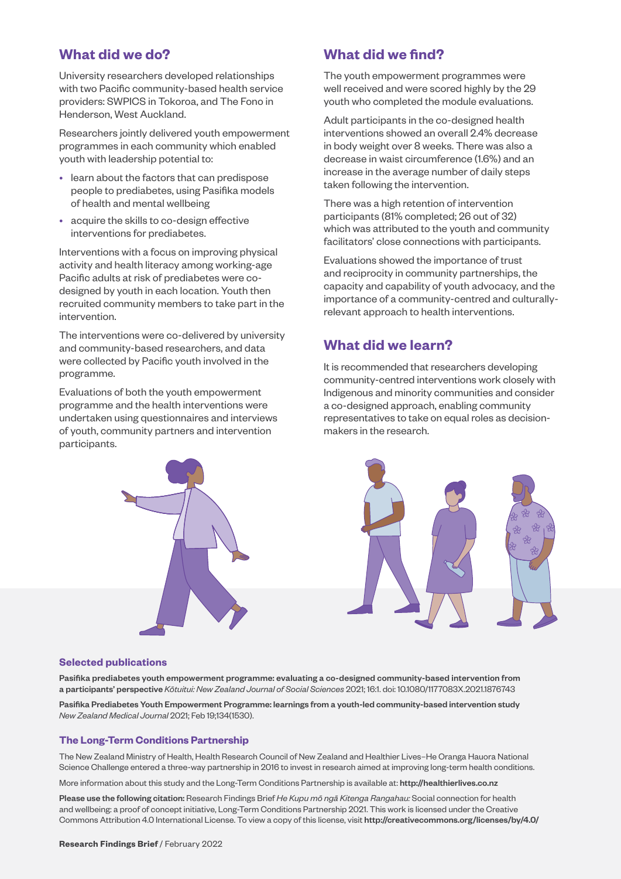## What did we do?

University researchers developed relationships with two Pacific community-based health service providers: SWPICS in Tokoroa, and The Fono in Henderson, West Auckland.

Researchers jointly delivered youth empowerment programmes in each community which enabled youth with leadership potential to:

- learn about the factors that can predispose people to prediabetes, using Pasifika models of health and mental wellbeing
- acquire the skills to co-design effective interventions for prediabetes.

Interventions with a focus on improving physical activity and health literacy among working-age Pacific adults at risk of prediabetes were co-designed by youth in each location. Youth then recruited community members to take part in the intervention.

The interventions were co-delivered by university and community-based researchers, and data were collected by Pacific youth involved in the programme.

Evaluations of both the youth empowerment programme and the health interventions were undertaken using questionnaires and interviews of youth, community partners and intervention participants.

## What did we find?

The youth empowerment programmes were well received and were scored highly by the 29 youth who completed the module evaluations.

Adult participants in the co-designed health interventions showed an overall 2.4% decrease in body weight over 8 weeks. There was also a decrease in waist circumference (1.6%) and an increase in the average number of daily steps taken following the intervention.

There was a high retention of intervention participants (81% completed; 26 out of 32) which was attributed to the youth and community facilitators' close connections with participants.

Evaluations showed the importance of trust and reciprocity in community partnerships, the capacity and capability of youth advocacy, and the importance of a community-centred and culturally-relevant approach to health interventions.

## What did we learn?

It is recommended that researchers developing community-centred interventions work closely with Indigenous and minority communities and consider a co-designed approach, enabling community representatives to take on equal roles as decision-makers in the research.

### Selected publications

**Pasifika prediabetes youth empowerment programme: evaluating a co-designed community-based intervention from a participants' perspective** *Kōtuitui: New Zealand Journal of Social Sciences* 2021; 16:1. doi: 10.1080/1177083X.2021.1876743

**Pasifika Prediabetes Youth Empowerment Programme: learnings from a youth-led community-based intervention study** *New Zealand Medical Journal* 2021; Feb 19;134(1530).

### The Long-Term Conditions Partnership

The New Zealand Ministry of Health, Health Research Council of New Zealand and Healthier Lives–He Oranga Hauora National Science Challenge entered a three-way partnership in 2016 to invest in research aimed at improving long-term health conditions.

More information about this study and the Long-Term Conditions Partnership is available at: **http://healthierlives.co.nz**

**Please use the following citation:** Research Findings Brief *He Kupu mō ngā Kitenga Rangahau:* Social connection for health and wellbeing: a proof of concept initiative, Long-Term Conditions Partnership 2021. This work is licensed under the Creative Commons Attribution 4.0 International License. To view a copy of this license, visit **http://creativecommons.org/licenses/by/4.0/**

**Research Findings Brief** / February 2022